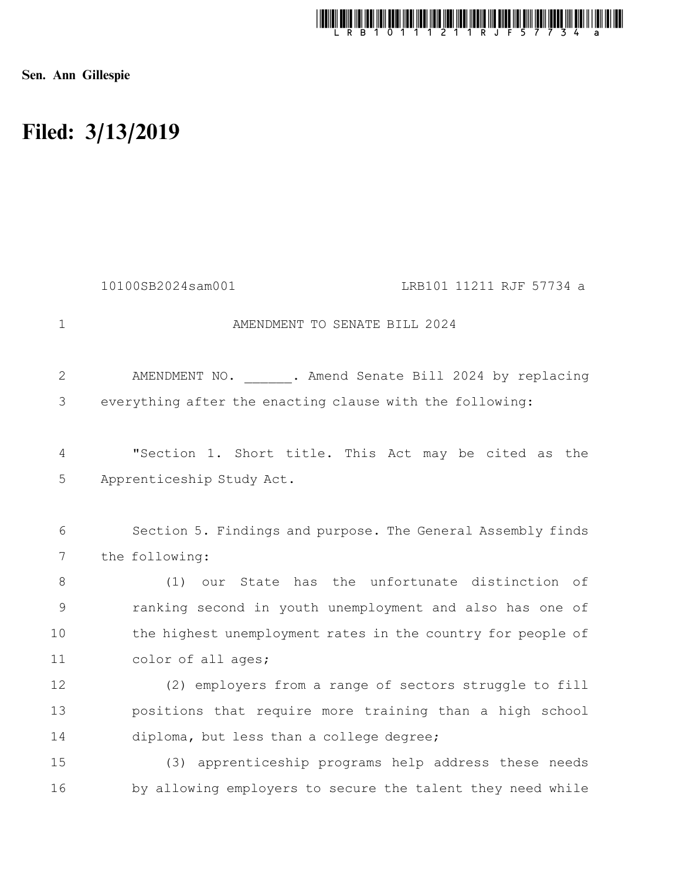Sen. Ann Gillespie

# Filed: 3/13/2019

10100SB2024sam001 LRB101 11211 RJF 57734 a

AMENDMENT TO SENATE BILL 2024

AMENDMENT NO. ______. Amend Senate Bill 2024 by replacing everything after the enacting clause with the following:

"Section 1. Short title. This Act may be cited as the Apprenticeship Study Act.

Section 5. Findings and purpose. The General Assembly finds the following:

(1) our State has the unfortunate distinction of ranking second in youth unemployment and also has one of the highest unemployment rates in the country for people of color of all ages;

(2) employers from a range of sectors struggle to fill positions that require more training than a high school diploma, but less than a college degree;

(3) apprenticeship programs help address these needs by allowing employers to secure the talent they need while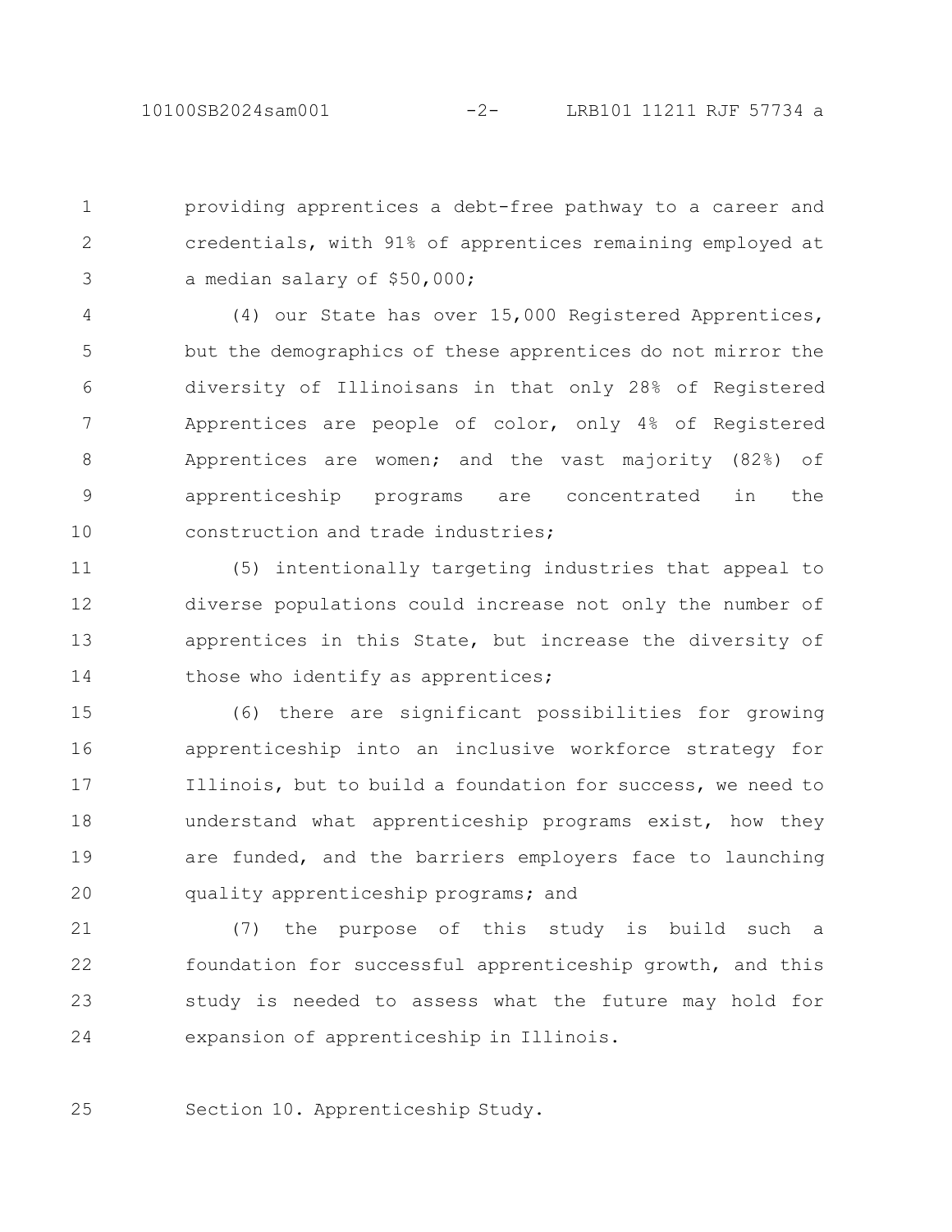providing apprentices a debt-free pathway to a career and credentials, with 91% of apprentices remaining employed at a median salary of $50,000;

(4) our State has over 15,000 Registered Apprentices, but the demographics of these apprentices do not mirror the diversity of Illinoisans in that only 28% of Registered Apprentices are people of color, only 4% of Registered Apprentices are women; and the vast majority (82%) of apprenticeship programs are concentrated in the construction and trade industries;

(5) intentionally targeting industries that appeal to diverse populations could increase not only the number of apprentices in this State, but increase the diversity of those who identify as apprentices;

(6) there are significant possibilities for growing apprenticeship into an inclusive workforce strategy for Illinois, but to build a foundation for success, we need to understand what apprenticeship programs exist, how they are funded, and the barriers employers face to launching quality apprenticeship programs; and

(7) the purpose of this study is build such a foundation for successful apprenticeship growth, and this study is needed to assess what the future may hold for expansion of apprenticeship in Illinois.

Section 10. Apprenticeship Study.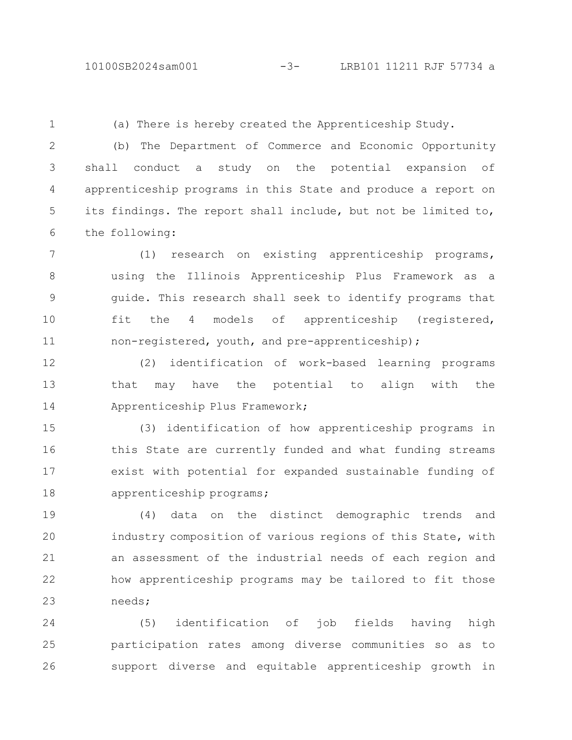(a) There is hereby created the Apprenticeship Study.

(b) The Department of Commerce and Economic Opportunity shall conduct a study on the potential expansion of apprenticeship programs in this State and produce a report on its findings. The report shall include, but not be limited to, the following:

(1) research on existing apprenticeship programs, using the Illinois Apprenticeship Plus Framework as a guide. This research shall seek to identify programs that fit the 4 models of apprenticeship (registered, non-registered, youth, and pre-apprenticeship);

(2) identification of work-based learning programs that may have the potential to align with the Apprenticeship Plus Framework;

(3) identification of how apprenticeship programs in this State are currently funded and what funding streams exist with potential for expanded sustainable funding of apprenticeship programs;

(4) data on the distinct demographic trends and industry composition of various regions of this State, with an assessment of the industrial needs of each region and how apprenticeship programs may be tailored to fit those needs;

(5) identification of job fields having high participation rates among diverse communities so as to support diverse and equitable apprenticeship growth in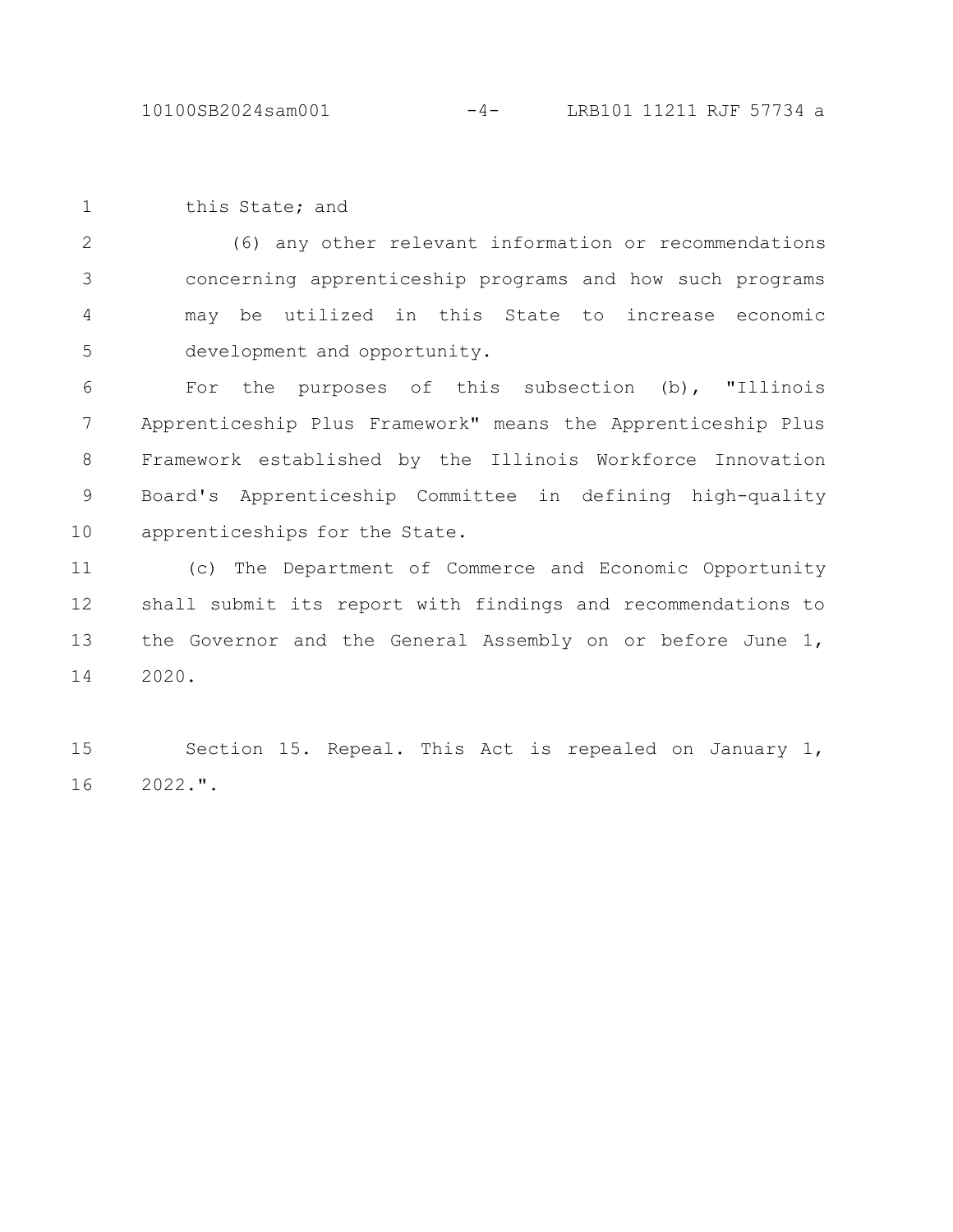this State; and

(6) any other relevant information or recommendations concerning apprenticeship programs and how such programs may be utilized in this State to increase economic development and opportunity.

For the purposes of this subsection (b), "Illinois Apprenticeship Plus Framework" means the Apprenticeship Plus Framework established by the Illinois Workforce Innovation Board's Apprenticeship Committee in defining high-quality apprenticeships for the State.

(c) The Department of Commerce and Economic Opportunity shall submit its report with findings and recommendations to the Governor and the General Assembly on or before June 1, 2020.

Section 15. Repeal. This Act is repealed on January 1, 2022.".